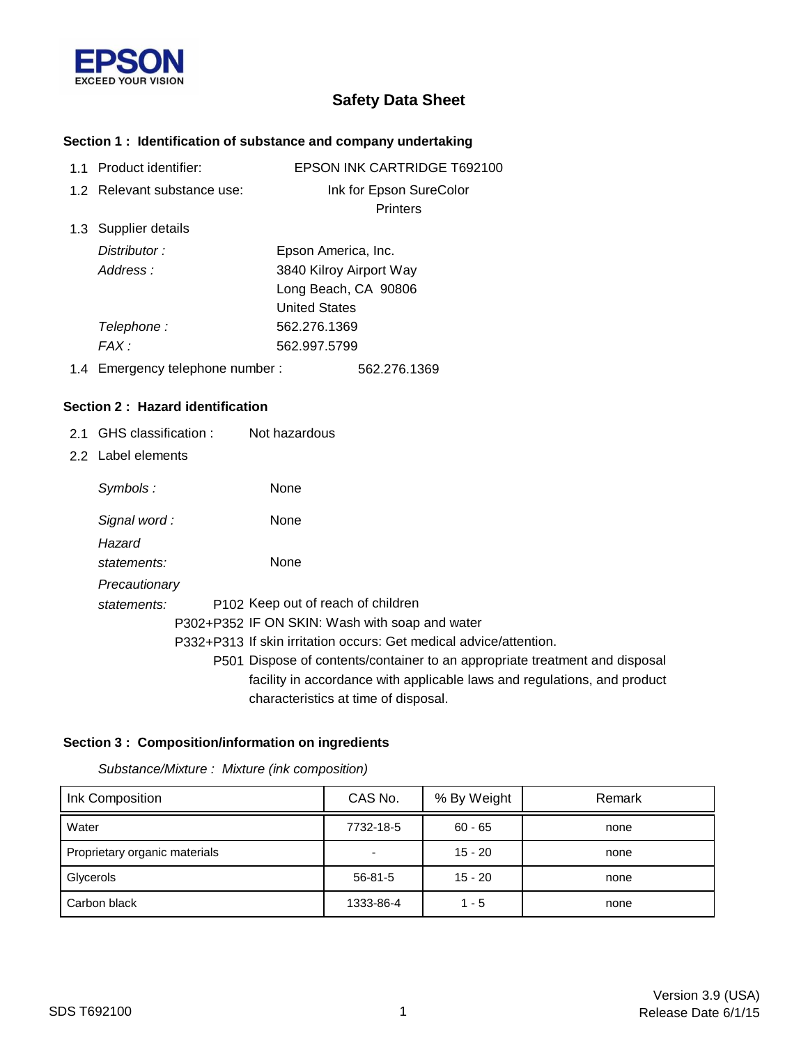EPSON
EXCEED YOUR VISION

# Safety Data Sheet

## Section 1 : Identification of substance and company undertaking

1.1 Product identifier: EPSON INK CARTRIDGE T692100

1.2 Relevant substance use: Ink for Epson SureColor Printers

1.3 Supplier details

*Distributor :* Epson America, Inc.

*Address :* 3840 Kilroy Airport Way
Long Beach, CA 90806
United States

*Telephone :* 562.276.1369

*FAX :* 562.997.5799

1.4 Emergency telephone number : 562.276.1369

## Section 2 : Hazard identification

2.1 GHS classification : Not hazardous

2.2 Label elements

*Symbols :* None

*Signal word :* None

*Hazard statements:* None

*Precautionary statements:*

P102 Keep out of reach of children

P302+P352 IF ON SKIN: Wash with soap and water

P332+P313 If skin irritation occurs: Get medical advice/attention.

P501 Dispose of contents/container to an appropriate treatment and disposal facility in accordance with applicable laws and regulations, and product characteristics at time of disposal.

## Section 3 : Composition/information on ingredients

*Substance/Mixture : Mixture (ink composition)*

| Ink Composition | CAS No. | % By Weight | Remark |
|---|---|---|---|
| Water | 7732-18-5 | 60 - 65 | none |
| Proprietary organic materials | - | 15 - 20 | none |
| Glycerols | 56-81-5 | 15 - 20 | none |
| Carbon black | 1333-86-4 | 1 - 5 | none |

SDS T692100

Version 3.9 (USA)
Release Date 6/1/15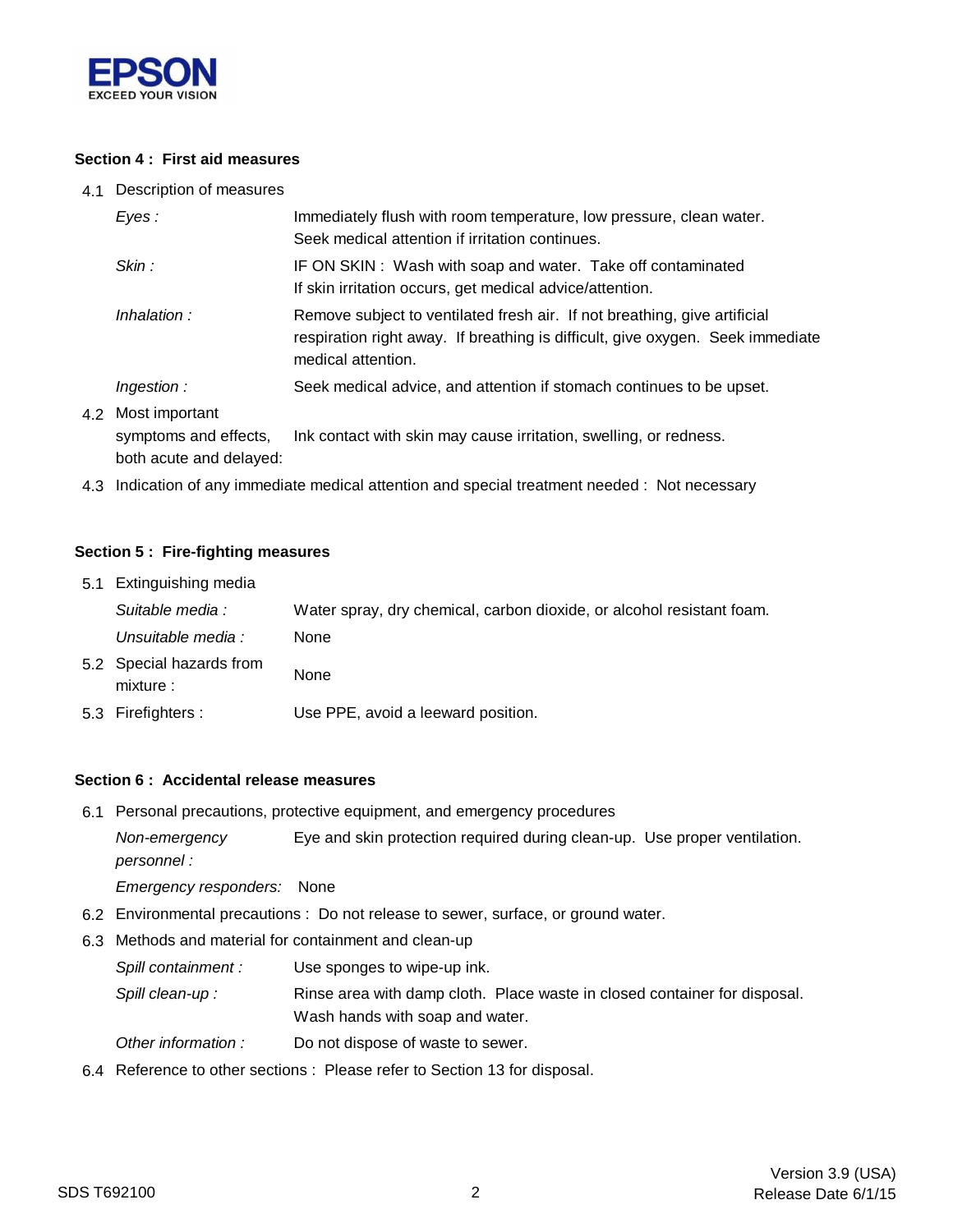### Section 4 : First aid measures

4.1 Description of measures

*Eyes :* Immediately flush with room temperature, low pressure, clean water. Seek medical attention if irritation continues.

*Skin :* IF ON SKIN : Wash with soap and water. Take off contaminated If skin irritation occurs, get medical advice/attention.

*Inhalation :* Remove subject to ventilated fresh air. If not breathing, give artificial respiration right away. If breathing is difficult, give oxygen. Seek immediate medical attention.

*Ingestion :* Seek medical advice, and attention if stomach continues to be upset.

4.2 Most important symptoms and effects, both acute and delayed: Ink contact with skin may cause irritation, swelling, or redness.

4.3 Indication of any immediate medical attention and special treatment needed : Not necessary

### Section 5 : Fire-fighting measures

5.1 Extinguishing media

*Suitable media :* Water spray, dry chemical, carbon dioxide, or alcohol resistant foam.

*Unsuitable media :* None

5.2 Special hazards from mixture : None

5.3 Firefighters : Use PPE, avoid a leeward position.

### Section 6 : Accidental release measures

6.1 Personal precautions, protective equipment, and emergency procedures

*Non-emergency personnel :* Eye and skin protection required during clean-up. Use proper ventilation.

*Emergency responders:* None

6.2 Environmental precautions : Do not release to sewer, surface, or ground water.

6.3 Methods and material for containment and clean-up

*Spill containment :* Use sponges to wipe-up ink.

*Spill clean-up :* Rinse area with damp cloth. Place waste in closed container for disposal. Wash hands with soap and water.

*Other information :* Do not dispose of waste to sewer.

6.4 Reference to other sections : Please refer to Section 13 for disposal.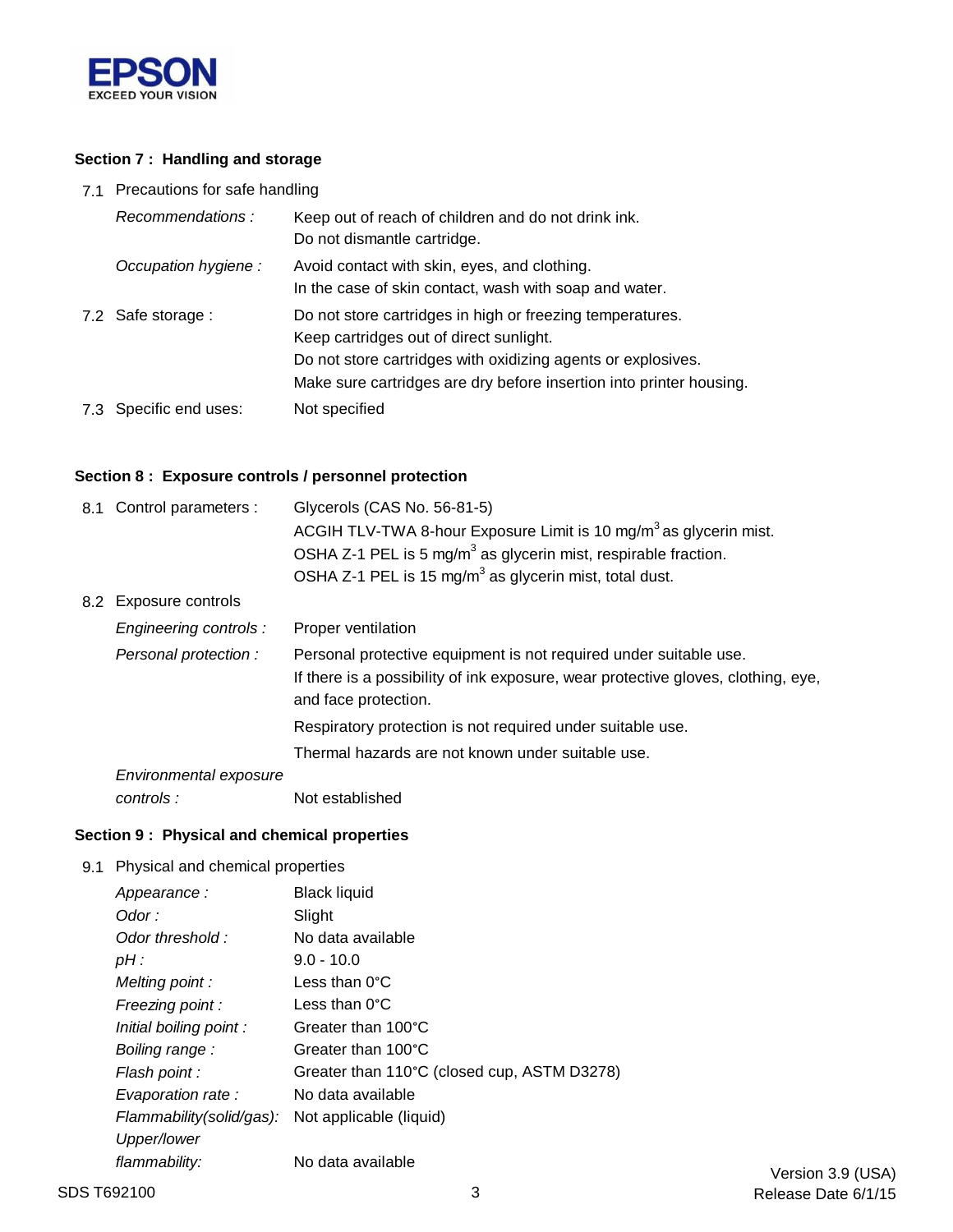## Section 7 : Handling and storage

7.1 Precautions for safe handling

| | |
|---|---|
| *Recommendations :* | Keep out of reach of children and do not drink ink. Do not dismantle cartridge. |
| *Occupation hygiene :* | Avoid contact with skin, eyes, and clothing. In the case of skin contact, wash with soap and water. |

7.2 Safe storage : Do not store cartridges in high or freezing temperatures.
Keep cartridges out of direct sunlight.
Do not store cartridges with oxidizing agents or explosives.
Make sure cartridges are dry before insertion into printer housing.

7.3 Specific end uses: Not specified

## Section 8 : Exposure controls / personnel protection

8.1 Control parameters : Glycerols (CAS No. 56-81-5)
ACGIH TLV-TWA 8-hour Exposure Limit is 10 $mg/m^3$ as glycerin mist.
OSHA Z-1 PEL is 5 $mg/m^3$ as glycerin mist, respirable fraction.
OSHA Z-1 PEL is 15 $mg/m^3$ as glycerin mist, total dust.

8.2 Exposure controls

| | |
|---|---|
| *Engineering controls :* | Proper ventilation |
| *Personal protection :* | Personal protective equipment is not required under suitable use. If there is a possibility of ink exposure, wear protective gloves, clothing, eye, and face protection. |
| | Respiratory protection is not required under suitable use. |
| | Thermal hazards are not known under suitable use. |
| *Environmental exposure controls :* | Not established |

## Section 9 : Physical and chemical properties

9.1 Physical and chemical properties

| | |
|---|---|
| *Appearance :* | Black liquid |
| *Odor :* | Slight |
| *Odor threshold :* | No data available |
| *pH :* | 9.0 - 10.0 |
| *Melting point :* | Less than 0°C |
| *Freezing point :* | Less than 0°C |
| *Initial boiling point :* | Greater than 100°C |
| *Boiling range :* | Greater than 100°C |
| *Flash point :* | Greater than 110°C (closed cup, ASTM D3278) |
| *Evaporation rate :* | No data available |
| *Flammability(solid/gas):* | Not applicable (liquid) |
| *Upper/lower flammability:* | No data available |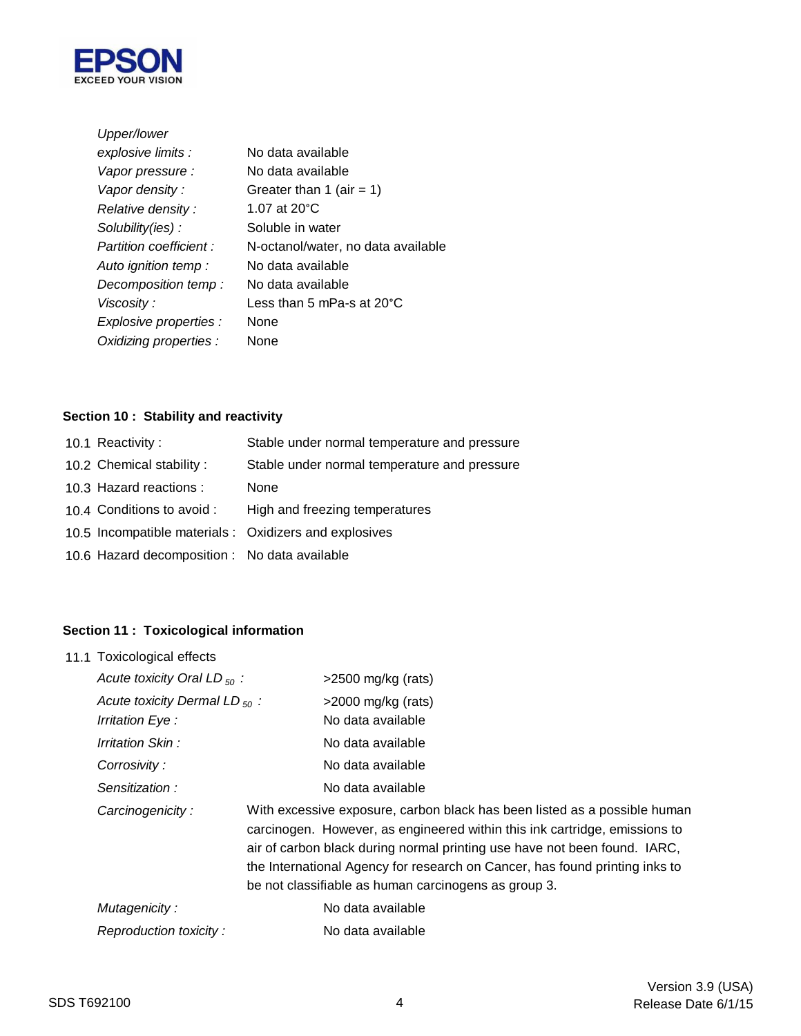| | |
|---|---|
| *Upper/lower explosive limits :* | No data available |
| *Vapor pressure :* | No data available |
| *Vapor density :* | Greater than 1 (air = 1) |
| *Relative density :* | 1.07 at 20°C |
| *Solubility(ies) :* | Soluble in water |
| *Partition coefficient :* | N-octanol/water, no data available |
| *Auto ignition temp :* | No data available |
| *Decomposition temp :* | No data available |
| *Viscosity :* | Less than 5 mPa-s at 20°C |
| *Explosive properties :* | None |
| *Oxidizing properties :* | None |

**Section 10 : Stability and reactivity**

| | |
|---|---|
| 10.1 Reactivity : | Stable under normal temperature and pressure |
| 10.2 Chemical stability : | Stable under normal temperature and pressure |
| 10.3 Hazard reactions : | None |
| 10.4 Conditions to avoid : | High and freezing temperatures |
| 10.5 Incompatible materials : | Oxidizers and explosives |
| 10.6 Hazard decomposition : | No data available |

**Section 11 : Toxicological information**

11.1 Toxicological effects

| | |
|---|---|
| *Acute toxicity Oral $LD_{50}$ :* | >2500 mg/kg (rats) |
| *Acute toxicity Dermal $LD_{50}$ :* | >2000 mg/kg (rats) |
| *Irritation Eye :* | No data available |
| *Irritation Skin :* | No data available |
| *Corrosivity :* | No data available |
| *Sensitization :* | No data available |
| *Carcinogenicity :* | With excessive exposure, carbon black has been listed as a possible human carcinogen. However, as engineered within this ink cartridge, emissions to air of carbon black during normal printing use have not been found. IARC, the International Agency for research on Cancer, has found printing inks to be not classifiable as human carcinogens as group 3. |
| *Mutagenicity :* | No data available |
| *Reproduction toxicity :* | No data available |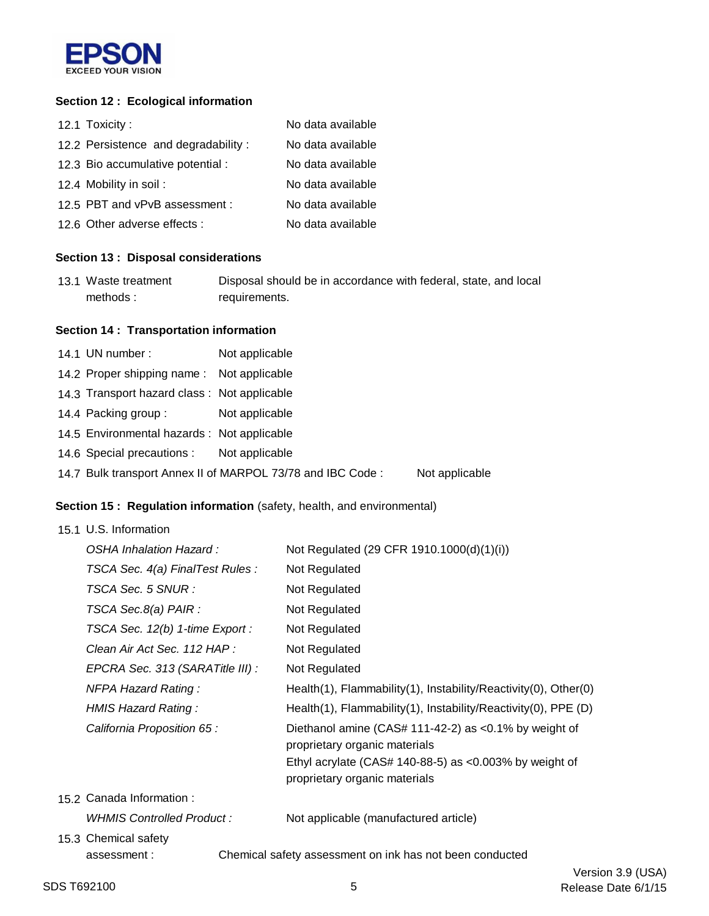## Section 12 : Ecological information

| | |
|---|---|
| 12.1 Toxicity : | No data available |
| 12.2 Persistence and degradability : | No data available |
| 12.3 Bio accumulative potential : | No data available |
| 12.4 Mobility in soil : | No data available |
| 12.5 PBT and vPvB assessment : | No data available |
| 12.6 Other adverse effects : | No data available |

## Section 13 : Disposal considerations

| | |
|---|---|
| 13.1 Waste treatment methods : | Disposal should be in accordance with federal, state, and local requirements. |

## Section 14 : Transportation information

| | |
|---|---|
| 14.1 UN number : | Not applicable |
| 14.2 Proper shipping name : | Not applicable |
| 14.3 Transport hazard class : | Not applicable |
| 14.4 Packing group : | Not applicable |
| 14.5 Environmental hazards : | Not applicable |
| 14.6 Special precautions : | Not applicable |
| 14.7 Bulk transport Annex II of MARPOL 73/78 and IBC Code : | Not applicable |

## Section 15 : Regulation information (safety, health, and environmental)

15.1 U.S. Information

| | |
|---|---|
| *OSHA Inhalation Hazard :* | Not Regulated (29 CFR 1910.1000(d)(1)(i)) |
| *TSCA Sec. 4(a) FinalTest Rules :* | Not Regulated |
| *TSCA Sec. 5 SNUR :* | Not Regulated |
| *TSCA Sec.8(a) PAIR :* | Not Regulated |
| *TSCA Sec. 12(b) 1-time Export :* | Not Regulated |
| *Clean Air Act Sec. 112 HAP :* | Not Regulated |
| *EPCRA Sec. 313 (SARATitle III) :* | Not Regulated |
| *NFPA Hazard Rating :* | Health(1), Flammability(1), Instability/Reactivity(0), Other(0) |
| *HMIS Hazard Rating :* | Health(1), Flammability(1), Instability/Reactivity(0), PPE (D) |
| *California Proposition 65 :* | Diethanol amine (CAS# 111-42-2) as <0.1% by weight of proprietary organic materials<br>Ethyl acrylate (CAS# 140-88-5) as <0.003% by weight of proprietary organic materials |

15.2 Canada Information :

| | |
|---|---|
| *WHMIS Controlled Product :* | Not applicable (manufactured article) |

| | |
|---|---|
| 15.3 Chemical safety assessment : | Chemical safety assessment on ink has not been conducted |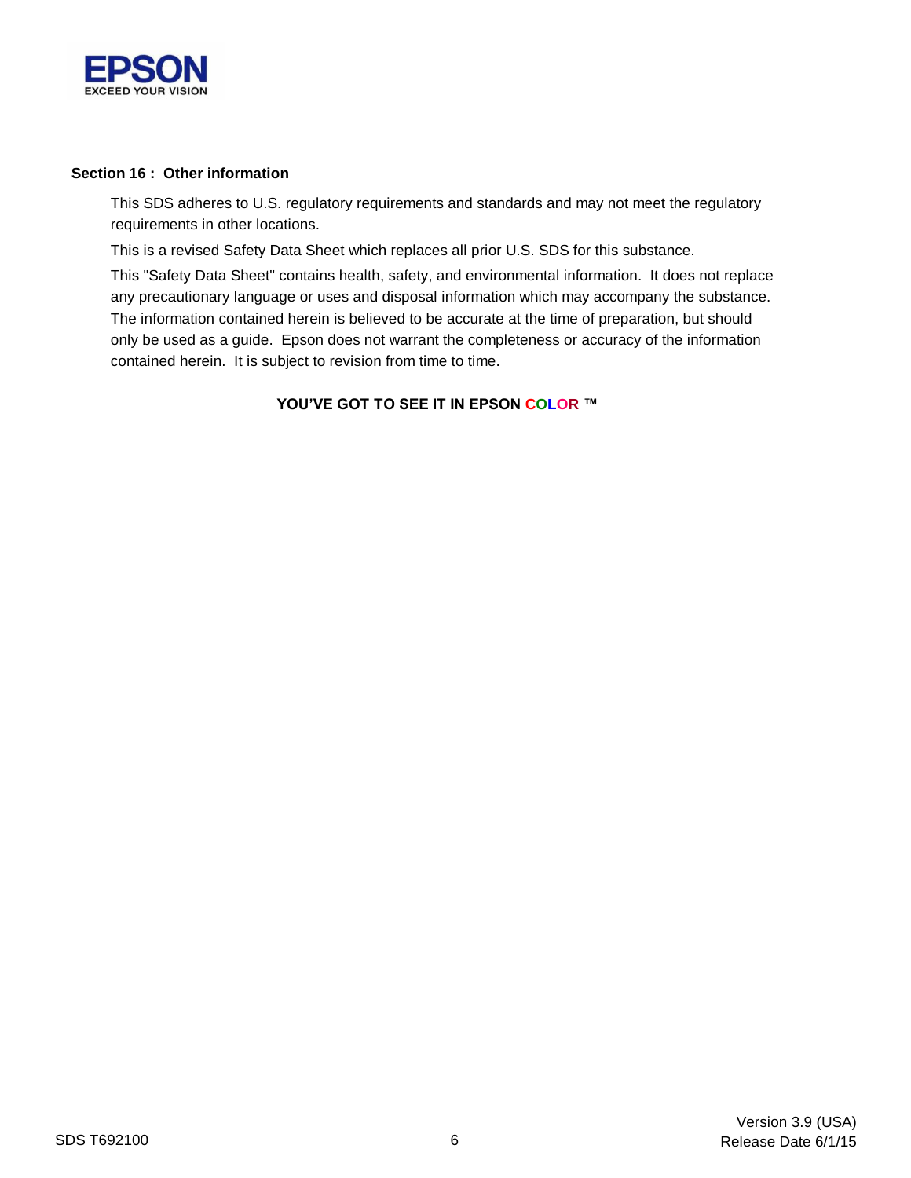## Section 16 : Other information

This SDS adheres to U.S. regulatory requirements and standards and may not meet the regulatory requirements in other locations.

This is a revised Safety Data Sheet which replaces all prior U.S. SDS for this substance.

This "Safety Data Sheet" contains health, safety, and environmental information. It does not replace any precautionary language or uses and disposal information which may accompany the substance. The information contained herein is believed to be accurate at the time of preparation, but should only be used as a guide. Epson does not warrant the completeness or accuracy of the information contained herein. It is subject to revision from time to time.

**YOU'VE GOT TO SEE IT IN EPSON COLOR ™**